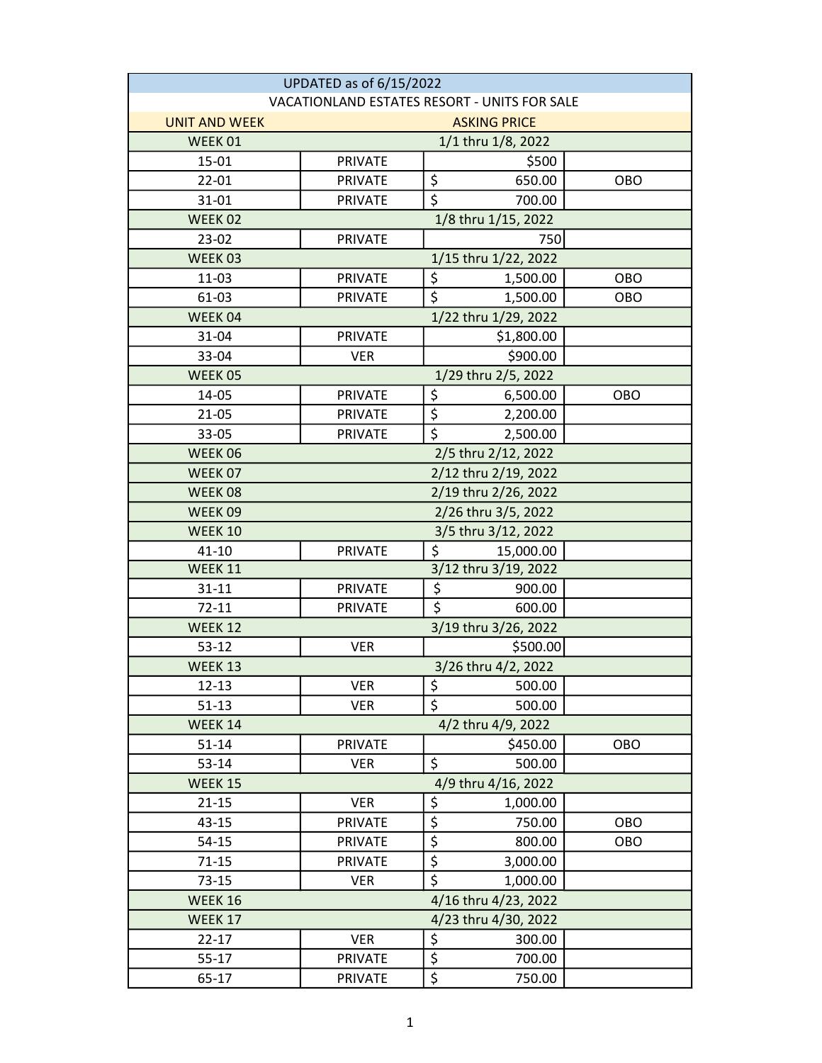| UPDATED as of 6/15/2022 | | | |
|---|---|---|---|
| VACATIONLAND ESTATES RESORT - UNITS FOR SALE | | | |
| UNIT AND WEEK | | ASKING PRICE | |
| WEEK 01 | | 1/1 thru 1/8, 2022 | |
| 15-01 | PRIVATE | $500 | |
| 22-01 | PRIVATE | $ 650.00 | OBO |
| 31-01 | PRIVATE | $ 700.00 | |
| WEEK 02 | | 1/8 thru 1/15, 2022 | |
| 23-02 | PRIVATE | 750 | |
| WEEK 03 | | 1/15 thru 1/22, 2022 | |
| 11-03 | PRIVATE | $ 1,500.00 | OBO |
| 61-03 | PRIVATE | $ 1,500.00 | OBO |
| WEEK 04 | | 1/22 thru 1/29, 2022 | |
| 31-04 | PRIVATE | $1,800.00 | |
| 33-04 | VER | $900.00 | |
| WEEK 05 | | 1/29 thru 2/5, 2022 | |
| 14-05 | PRIVATE | $ 6,500.00 | OBO |
| 21-05 | PRIVATE | $ 2,200.00 | |
| 33-05 | PRIVATE | $ 2,500.00 | |
| WEEK 06 | | 2/5 thru 2/12, 2022 | |
| WEEK 07 | | 2/12 thru 2/19, 2022 | |
| WEEK 08 | | 2/19 thru 2/26, 2022 | |
| WEEK 09 | | 2/26 thru 3/5, 2022 | |
| WEEK 10 | | 3/5 thru 3/12, 2022 | |
| 41-10 | PRIVATE | $ 15,000.00 | |
| WEEK 11 | | 3/12 thru 3/19, 2022 | |
| 31-11 | PRIVATE | $ 900.00 | |
| 72-11 | PRIVATE | $ 600.00 | |
| WEEK 12 | | 3/19 thru 3/26, 2022 | |
| 53-12 | VER | $500.00 | |
| WEEK 13 | | 3/26 thru 4/2, 2022 | |
| 12-13 | VER | $ 500.00 | |
| 51-13 | VER | $ 500.00 | |
| WEEK 14 | | 4/2 thru 4/9, 2022 | |
| 51-14 | PRIVATE | $450.00 | OBO |
| 53-14 | VER | $ 500.00 | |
| WEEK 15 | | 4/9 thru 4/16, 2022 | |
| 21-15 | VER | $ 1,000.00 | |
| 43-15 | PRIVATE | $ 750.00 | OBO |
| 54-15 | PRIVATE | $ 800.00 | OBO |
| 71-15 | PRIVATE | $ 3,000.00 | |
| 73-15 | VER | $ 1,000.00 | |
| WEEK 16 | | 4/16 thru 4/23, 2022 | |
| WEEK 17 | | 4/23 thru 4/30, 2022 | |
| 22-17 | VER | $ 300.00 | |
| 55-17 | PRIVATE | $ 700.00 | |
| 65-17 | PRIVATE | $ 750.00 | |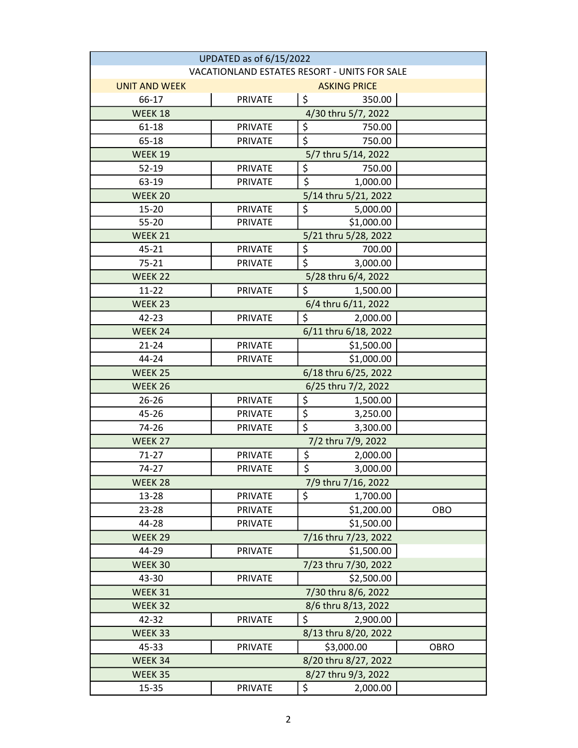| UPDATED as of 6/15/2022 | | | |
|---|---|---|---|
| VACATIONLAND ESTATES RESORT - UNITS FOR SALE | | | |
| UNIT AND WEEK | | ASKING PRICE | |
| 66-17 | PRIVATE | $ 350.00 | |
| WEEK 18 | | 4/30 thru 5/7, 2022 | |
| 61-18 | PRIVATE | $ 750.00 | |
| 65-18 | PRIVATE | $ 750.00 | |
| WEEK 19 | | 5/7 thru 5/14, 2022 | |
| 52-19 | PRIVATE | $ 750.00 | |
| 63-19 | PRIVATE | $ 1,000.00 | |
| WEEK 20 | | 5/14 thru 5/21, 2022 | |
| 15-20 | PRIVATE | $ 5,000.00 | |
| 55-20 | PRIVATE | $1,000.00 | |
| WEEK 21 | | 5/21 thru 5/28, 2022 | |
| 45-21 | PRIVATE | $ 700.00 | |
| 75-21 | PRIVATE | $ 3,000.00 | |
| WEEK 22 | | 5/28 thru 6/4, 2022 | |
| 11-22 | PRIVATE | $ 1,500.00 | |
| WEEK 23 | | 6/4 thru 6/11, 2022 | |
| 42-23 | PRIVATE | $ 2,000.00 | |
| WEEK 24 | | 6/11 thru 6/18, 2022 | |
| 21-24 | PRIVATE | $1,500.00 | |
| 44-24 | PRIVATE | $1,000.00 | |
| WEEK 25 | | 6/18 thru 6/25, 2022 | |
| WEEK 26 | | 6/25 thru 7/2, 2022 | |
| 26-26 | PRIVATE | $ 1,500.00 | |
| 45-26 | PRIVATE | $ 3,250.00 | |
| 74-26 | PRIVATE | $ 3,300.00 | |
| WEEK 27 | | 7/2 thru 7/9, 2022 | |
| 71-27 | PRIVATE | $ 2,000.00 | |
| 74-27 | PRIVATE | $ 3,000.00 | |
| WEEK 28 | | 7/9 thru 7/16, 2022 | |
| 13-28 | PRIVATE | $ 1,700.00 | |
| 23-28 | PRIVATE | $1,200.00 | OBO |
| 44-28 | PRIVATE | $1,500.00 | |
| WEEK 29 | | 7/16 thru 7/23, 2022 | |
| 44-29 | PRIVATE | $1,500.00 | |
| WEEK 30 | | 7/23 thru 7/30, 2022 | |
| 43-30 | PRIVATE | $2,500.00 | |
| WEEK 31 | | 7/30 thru 8/6, 2022 | |
| WEEK 32 | | 8/6 thru 8/13, 2022 | |
| 42-32 | PRIVATE | $ 2,900.00 | |
| WEEK 33 | | 8/13 thru 8/20, 2022 | |
| 45-33 | PRIVATE | $3,000.00 | OBRO |
| WEEK 34 | | 8/20 thru 8/27, 2022 | |
| WEEK 35 | | 8/27 thru 9/3, 2022 | |
| 15-35 | PRIVATE | $ 2,000.00 | |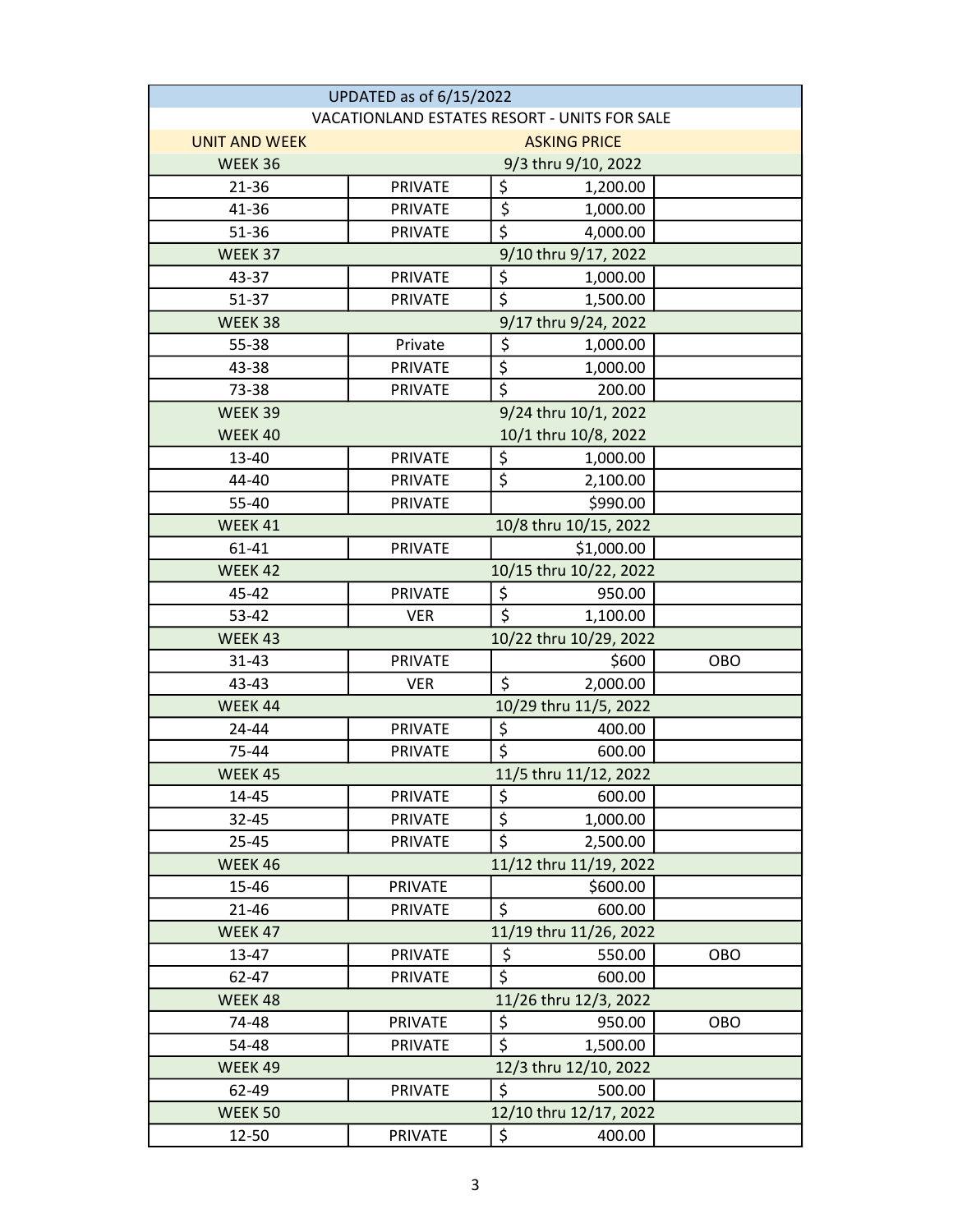| UPDATED as of 6/15/2022 | | | |
|---|---|---|---|
| VACATIONLAND ESTATES RESORT - UNITS FOR SALE | | | |
| UNIT AND WEEK | | ASKING PRICE | |
| WEEK 36 | | 9/3 thru 9/10, 2022 | |
| 21-36 | PRIVATE | $ 1,200.00 | |
| 41-36 | PRIVATE | $ 1,000.00 | |
| 51-36 | PRIVATE | $ 4,000.00 | |
| WEEK 37 | | 9/10 thru 9/17, 2022 | |
| 43-37 | PRIVATE | $ 1,000.00 | |
| 51-37 | PRIVATE | $ 1,500.00 | |
| WEEK 38 | | 9/17 thru 9/24, 2022 | |
| 55-38 | Private | $ 1,000.00 | |
| 43-38 | PRIVATE | $ 1,000.00 | |
| 73-38 | PRIVATE | $ 200.00 | |
| WEEK 39 | | 9/24 thru 10/1, 2022 | |
| WEEK 40 | | 10/1 thru 10/8, 2022 | |
| 13-40 | PRIVATE | $ 1,000.00 | |
| 44-40 | PRIVATE | $ 2,100.00 | |
| 55-40 | PRIVATE | $990.00 | |
| WEEK 41 | | 10/8 thru 10/15, 2022 | |
| 61-41 | PRIVATE | $1,000.00 | |
| WEEK 42 | | 10/15 thru 10/22, 2022 | |
| 45-42 | PRIVATE | $ 950.00 | |
| 53-42 | VER | $ 1,100.00 | |
| WEEK 43 | | 10/22 thru 10/29, 2022 | |
| 31-43 | PRIVATE | $600 | OBO |
| 43-43 | VER | $ 2,000.00 | |
| WEEK 44 | | 10/29 thru 11/5, 2022 | |
| 24-44 | PRIVATE | $ 400.00 | |
| 75-44 | PRIVATE | $ 600.00 | |
| WEEK 45 | | 11/5 thru 11/12, 2022 | |
| 14-45 | PRIVATE | $ 600.00 | |
| 32-45 | PRIVATE | $ 1,000.00 | |
| 25-45 | PRIVATE | $ 2,500.00 | |
| WEEK 46 | | 11/12 thru 11/19, 2022 | |
| 15-46 | PRIVATE | $600.00 | |
| 21-46 | PRIVATE | $ 600.00 | |
| WEEK 47 | | 11/19 thru 11/26, 2022 | |
| 13-47 | PRIVATE | $ 550.00 | OBO |
| 62-47 | PRIVATE | $ 600.00 | |
| WEEK 48 | | 11/26 thru 12/3, 2022 | |
| 74-48 | PRIVATE | $ 950.00 | OBO |
| 54-48 | PRIVATE | $ 1,500.00 | |
| WEEK 49 | | 12/3 thru 12/10, 2022 | |
| 62-49 | PRIVATE | $ 500.00 | |
| WEEK 50 | | 12/10 thru 12/17, 2022 | |
| 12-50 | PRIVATE | $ 400.00 | |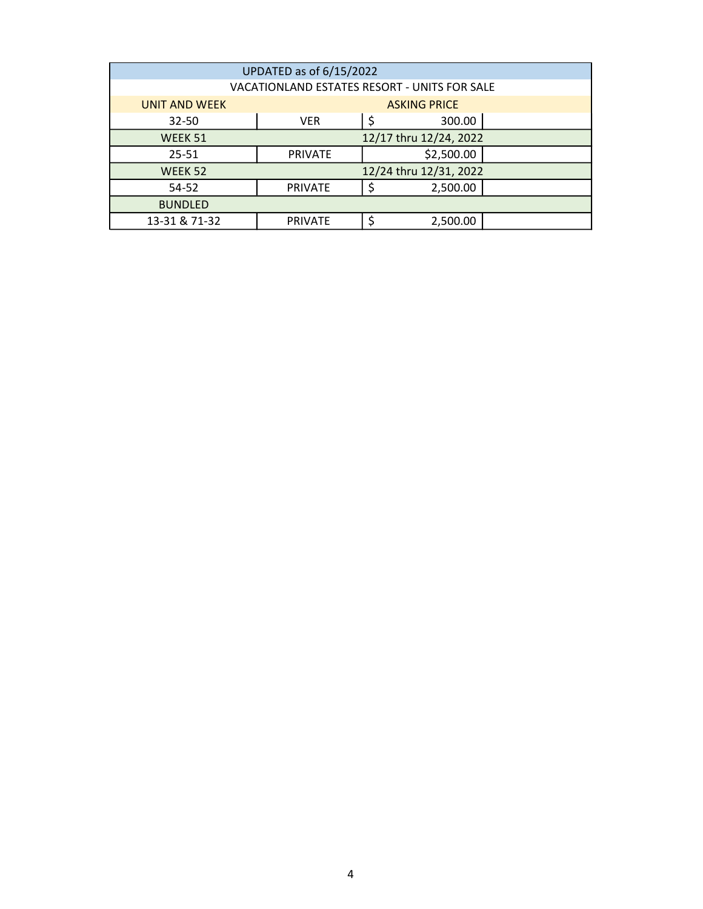| UPDATED as of 6/15/2022 | | | |
|---|---|---|---|
| VACATIONLAND ESTATES RESORT - UNITS FOR SALE | | | |
| UNIT AND WEEK | | ASKING PRICE | |
| 32-50 | VER | $ 300.00 | |
| WEEK 51 | | 12/17 thru 12/24, 2022 | |
| 25-51 | PRIVATE | $2,500.00 | |
| WEEK 52 | | 12/24 thru 12/31, 2022 | |
| 54-52 | PRIVATE | $ 2,500.00 | |
| BUNDLED | | | |
| 13-31 & 71-32 | PRIVATE | $ 2,500.00 | |